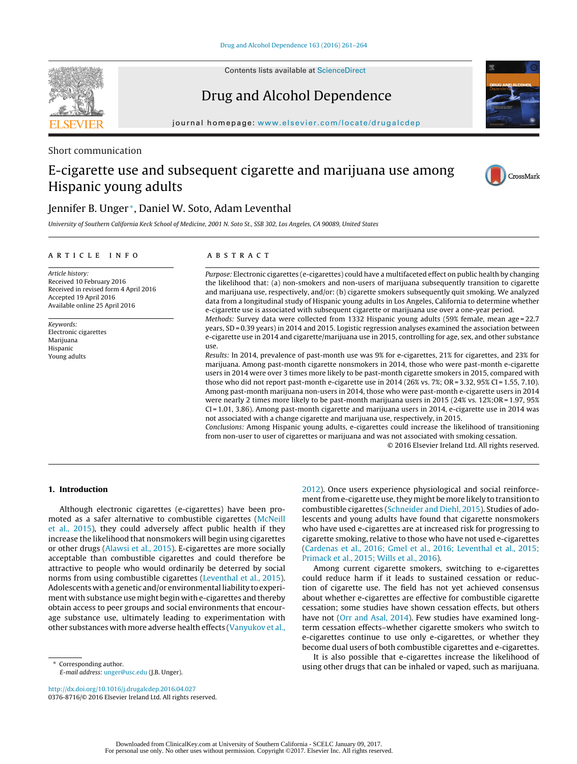Short communication

# E-cigarette use and subsequent cigarette and marijuana use among Hispanic young adults

Jennifer B. Unger*, Daniel W. Soto, Adam Leventhal

*University of Southern California Keck School of Medicine, 2001 N. Soto St., SSB 302, Los Angeles, CA 90089, United States*

## ARTICLE INFO

*Article history:*
Received 10 February 2016
Received in revised form 4 April 2016
Accepted 19 April 2016
Available online 25 April 2016

*Keywords:*
Electronic cigarettes
Marijuana
Hispanic
Young adults

## ABSTRACT

*Purpose:* Electronic cigarettes (e-cigarettes) could have a multifaceted effect on public health by changing the likelihood that: (a) non-smokers and non-users of marijuana subsequently transition to cigarette and marijuana use, respectively, and/or: (b) cigarette smokers subsequently quit smoking. We analyzed data from a longitudinal study of Hispanic young adults in Los Angeles, California to determine whether e-cigarette use is associated with subsequent cigarette or marijuana use over a one-year period.

*Methods:* Survey data were collected from 1332 Hispanic young adults (59% female, mean age = 22.7 years, SD = 0.39 years) in 2014 and 2015. Logistic regression analyses examined the association between e-cigarette use in 2014 and cigarette/marijuana use in 2015, controlling for age, sex, and other substance use.

*Results:* In 2014, prevalence of past-month use was 9% for e-cigarettes, 21% for cigarettes, and 23% for marijuana. Among past-month cigarette nonsmokers in 2014, those who were past-month e-cigarette users in 2014 were over 3 times more likely to be past-month cigarette smokers in 2015, compared with those who did not report past-month e-cigarette use in 2014 (26% vs. 7%; OR = 3.32, 95% CI = 1.55, 7.10). Among past-month marijuana non-users in 2014, those who were past-month e-cigarette users in 2014 were nearly 2 times more likely to be past-month marijuana users in 2015 (24% vs. 12%;OR = 1.97, 95% CI = 1.01, 3.86). Among past-month cigarette and marijuana users in 2014, e-cigarette use in 2014 was not associated with a change cigarette and marijuana use, respectively, in 2015.

*Conclusions:* Among Hispanic young adults, e-cigarettes could increase the likelihood of transitioning from non-user to user of cigarettes or marijuana and was not associated with smoking cessation.

© 2016 Elsevier Ireland Ltd. All rights reserved.

## 1. Introduction

Although electronic cigarettes (e-cigarettes) have been promoted as a safer alternative to combustible cigarettes (McNeill et al., 2015), they could adversely affect public health if they increase the likelihood that nonsmokers will begin using cigarettes or other drugs (Alawsi et al., 2015). E-cigarettes are more socially acceptable than combustible cigarettes and could therefore be attractive to people who would ordinarily be deterred by social norms from using combustible cigarettes (Leventhal et al., 2015). Adolescents with a genetic and/or environmental liability to experiment with substance use might begin with e-cigarettes and thereby obtain access to peer groups and social environments that encourage substance use, ultimately leading to experimentation with other substances with more adverse health effects (Vanyukov et al., 2012). Once users experience physiological and social reinforcement from e-cigarette use, they might be more likely to transition to combustible cigarettes (Schneider and Diehl, 2015). Studies of adolescents and young adults have found that cigarette nonsmokers who have used e-cigarettes are at increased risk for progressing to cigarette smoking, relative to those who have not used e-cigarettes (Cardenas et al., 2016; Gmel et al., 2016; Leventhal et al., 2015; Primack et al., 2015; Wills et al., 2016).

Among current cigarette smokers, switching to e-cigarettes could reduce harm if it leads to sustained cessation or reduction of cigarette use. The field has not yet achieved consensus about whether e-cigarettes are effective for combustible cigarette cessation; some studies have shown cessation effects, but others have not (Orr and Asal, 2014). Few studies have examined long-term cessation effects–whether cigarette smokers who switch to e-cigarettes continue to use only e-cigarettes, or whether they become dual users of both combustible cigarettes and e-cigarettes.

It is also possible that e-cigarettes increase the likelihood of using other drugs that can be inhaled or vaped, such as marijuana.

\* Corresponding author.
*E-mail address:* unger@usc.edu (J.B. Unger).

http://dx.doi.org/10.1016/j.drugalcdep.2016.04.027
0376-8716/© 2016 Elsevier Ireland Ltd. All rights reserved.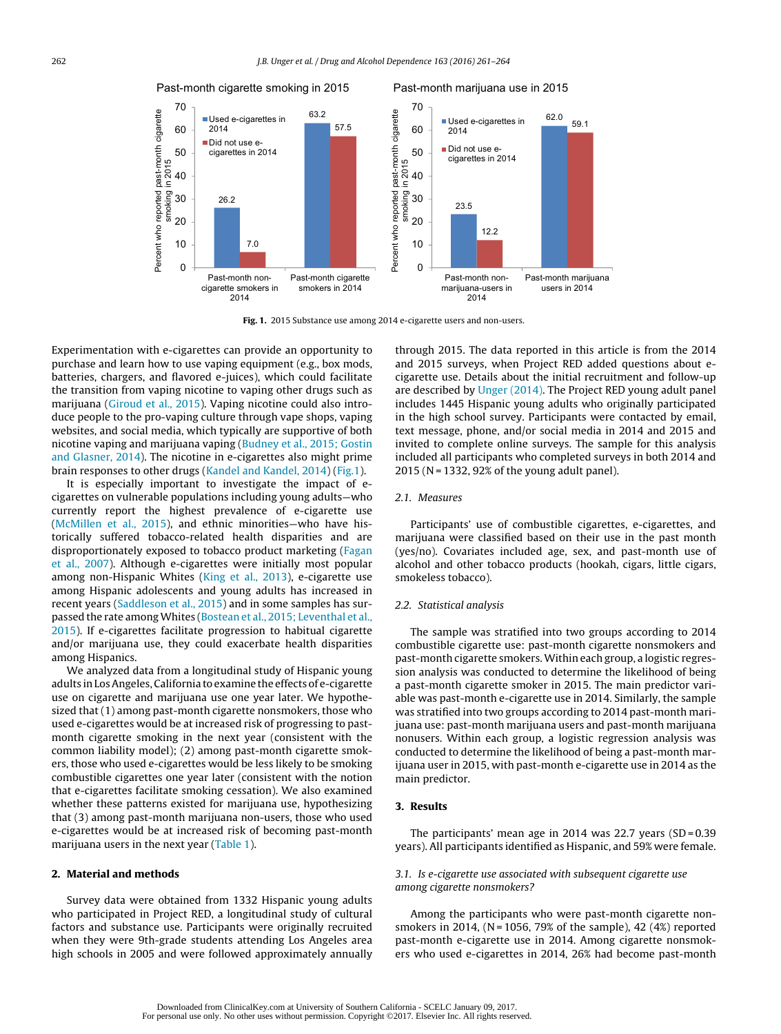Fig. 1. 2015 Substance use among 2014 e-cigarette users and non-users.

Experimentation with e-cigarettes can provide an opportunity to purchase and learn how to use vaping equipment (e.g., box mods, batteries, chargers, and flavored e-juices), which could facilitate the transition from vaping nicotine to vaping other drugs such as marijuana (Giroud et al., 2015). Vaping nicotine could also introduce people to the pro-vaping culture through vape shops, vaping websites, and social media, which typically are supportive of both nicotine vaping and marijuana vaping (Budney et al., 2015; Gostin and Glasner, 2014). The nicotine in e-cigarettes also might prime brain responses to other drugs (Kandel and Kandel, 2014) (Fig. 1).

It is especially important to investigate the impact of e-cigarettes on vulnerable populations including young adults—who currently report the highest prevalence of e-cigarette use (McMillen et al., 2015), and ethnic minorities—who have historically suffered tobacco-related health disparities and are disproportionately exposed to tobacco product marketing (Fagan et al., 2007). Although e-cigarettes were initially most popular among non-Hispanic Whites (King et al., 2013), e-cigarette use among Hispanic adolescents and young adults has increased in recent years (Saddleson et al., 2015) and in some samples has surpassed the rate among Whites (Bostean et al., 2015; Leventhal et al., 2015). If e-cigarettes facilitate progression to habitual cigarette and/or marijuana use, they could exacerbate health disparities among Hispanics.

We analyzed data from a longitudinal study of Hispanic young adults in Los Angeles, California to examine the effects of e-cigarette use on cigarette and marijuana use one year later. We hypothesized that (1) among past-month cigarette nonsmokers, those who used e-cigarettes would be at increased risk of progressing to past-month cigarette smoking in the next year (consistent with the common liability model); (2) among past-month cigarette smokers, those who used e-cigarettes would be less likely to be smoking combustible cigarettes one year later (consistent with the notion that e-cigarettes facilitate smoking cessation). We also examined whether these patterns existed for marijuana use, hypothesizing that (3) among past-month marijuana non-users, those who used e-cigarettes would be at increased risk of becoming past-month marijuana users in the next year (Table 1).

## 2. Material and methods

Survey data were obtained from 1332 Hispanic young adults who participated in Project RED, a longitudinal study of cultural factors and substance use. Participants were originally recruited when they were 9th-grade students attending Los Angeles area high schools in 2005 and were followed approximately annually through 2015. The data reported in this article is from the 2014 and 2015 surveys, when Project RED added questions about e-cigarette use. Details about the initial recruitment and follow-up are described by Unger (2014). The Project RED young adult panel includes 1445 Hispanic young adults who originally participated in the high school survey. Participants were contacted by email, text message, phone, and/or social media in 2014 and 2015 and invited to complete online surveys. The sample for this analysis included all participants who completed surveys in both 2014 and 2015 (N = 1332, 92% of the young adult panel).

### 2.1. Measures

Participants' use of combustible cigarettes, e-cigarettes, and marijuana were classified based on their use in the past month (yes/no). Covariates included age, sex, and past-month use of alcohol and other tobacco products (hookah, cigars, little cigars, smokeless tobacco).

### 2.2. Statistical analysis

The sample was stratified into two groups according to 2014 combustible cigarette use: past-month cigarette nonsmokers and past-month cigarette smokers. Within each group, a logistic regression analysis was conducted to determine the likelihood of being a past-month cigarette smoker in 2015. The main predictor variable was past-month e-cigarette use in 2014. Similarly, the sample was stratified into two groups according to 2014 past-month marijuana use: past-month marijuana users and past-month marijuana nonusers. Within each group, a logistic regression analysis was conducted to determine the likelihood of being a past-month marijuana user in 2015, with past-month e-cigarette use in 2014 as the main predictor.

## 3. Results

The participants' mean age in 2014 was 22.7 years (SD = 0.39 years). All participants identified as Hispanic, and 59% were female.

### 3.1. Is e-cigarette use associated with subsequent cigarette use among cigarette nonsmokers?

Among the participants who were past-month cigarette nonsmokers in 2014, (N = 1056, 79% of the sample), 42 (4%) reported past-month e-cigarette use in 2014. Among cigarette nonsmokers who used e-cigarettes in 2014, 26% had become past-month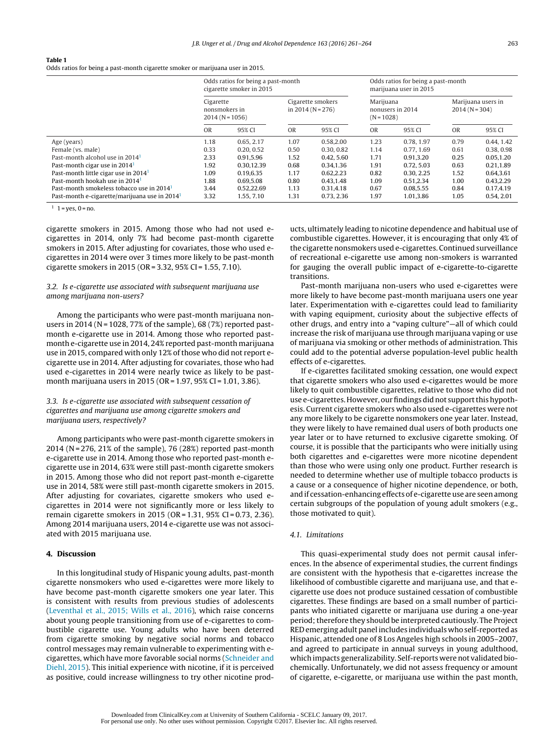**Table 1**
Odds ratios for being a past-month cigarette smoker or marijuana user in 2015.

| | Odds ratios for being a past-month cigarette smoker in 2015 | | | | Odds ratios for being a past-month marijuana user in 2015 | | | |
|---|---|---|---|---|---|---|---|---|
| | Cigarette nonsmokers in 2014 (N = 1056) | | Cigarette smokers in 2014 (N = 276) | | Marijuana nonusers in 2014 (N = 1028) | | Marijuana users in 2014 (N = 304) | |
| | OR | 95% CI | OR | 95% CI | OR | 95% CI | OR | 95% CI |
| Age (years) | 1.18 | 0.65, 2.17 | 1.07 | 0.58,2.00 | 1.23 | 0.78, 1.97 | 0.79 | 0.44, 1.42 |
| Female (vs. male) | 0.33 | 0.20, 0.52 | 0.50 | 0.30, 0.82 | 1.14 | 0.77, 1.69 | 0.61 | 0.38, 0.98 |
| Past-month alcohol use in 2014[1] | 2.33 | 0.91,5.96 | 1.52 | 0.42, 5.60 | 1.71 | 0.91,3.20 | 0.25 | 0.05,1.20 |
| Past-month cigar use in 2014[1] | 1.92 | 0.30,12.39 | 0.68 | 0.34,1.36 | 1.91 | 0.72, 5.03 | 0.63 | 0.21,1.89 |
| Past-month little cigar use in 2014[1] | 1.09 | 0.19,6.35 | 1.17 | 0.62,2.23 | 0.82 | 0.30, 2.25 | 1.52 | 0.64,3.61 |
| Past-month hookah use in 2014[1] | 1.88 | 0.69,5.08 | 0.80 | 0.43,1.48 | 1.09 | 0.51,2.34 | 1.00 | 0.43,2.29 |
| Past-month smokeless tobacco use in 2014[1] | 3.44 | 0.52,22.69 | 1.13 | 0.31,4.18 | 0.67 | 0.08,5.55 | 0.84 | 0.17,4.19 |
| Past-month e-cigarette/marijuana use in 2014[1] | 3.32 | 1.55, 7.10 | 1.31 | 0.73, 2.36 | 1.97 | 1.01,3.86 | 1.05 | 0.54, 2.01 |

[1] 1 = yes, 0 = no.

cigarette smokers in 2015. Among those who had not used e-cigarettes in 2014, only 7% had become past-month cigarette smokers in 2015. After adjusting for covariates, those who used e-cigarettes in 2014 were over 3 times more likely to be past-month cigarette smokers in 2015 (OR = 3.32, 95% CI = 1.55, 7.10).

### *3.2. Is e-cigarette use associated with subsequent marijuana use among marijuana non-users?*

Among the participants who were past-month marijuana non-users in 2014 (N = 1028, 77% of the sample), 68 (7%) reported past-month e-cigarette use in 2014. Among those who reported past-month e-cigarette use in 2014, 24% reported past-month marijuana use in 2015, compared with only 12% of those who did not report e-cigarette use in 2014. After adjusting for covariates, those who had used e-cigarettes in 2014 were nearly twice as likely to be past-month marijuana users in 2015 (OR = 1.97, 95% CI = 1.01, 3.86).

### *3.3. Is e-cigarette use associated with subsequent cessation of cigarettes and marijuana use among cigarette smokers and marijuana users, respectively?*

Among participants who were past-month cigarette smokers in 2014 (N = 276, 21% of the sample), 76 (28%) reported past-month e-cigarette use in 2014. Among those who reported past-month e-cigarette use in 2014, 63% were still past-month cigarette smokers in 2015. Among those who did not report past-month e-cigarette use in 2014, 58% were still past-month cigarette smokers in 2015. After adjusting for covariates, cigarette smokers who used e-cigarettes in 2014 were not significantly more or less likely to remain cigarette smokers in 2015 (OR = 1.31, 95% CI = 0.73, 2.36). Among 2014 marijuana users, 2014 e-cigarette use was not associated with 2015 marijuana use.

## 4. Discussion

In this longitudinal study of Hispanic young adults, past-month cigarette nonsmokers who used e-cigarettes were more likely to have become past-month cigarette smokers one year later. This is consistent with results from previous studies of adolescents (Leventhal et al., 2015; Wills et al., 2016), which raise concerns about young people transitioning from use of e-cigarettes to combustible cigarette use. Young adults who have been deterred from cigarette smoking by negative social norms and tobacco control messages may remain vulnerable to experimenting with e-cigarettes, which have more favorable social norms (Schneider and Diehl, 2015). This initial experience with nicotine, if it is perceived as positive, could increase willingness to try other nicotine products, ultimately leading to nicotine dependence and habitual use of combustible cigarettes. However, it is encouraging that only 4% of the cigarette nonsmokers used e-cigarettes. Continued surveillance of recreational e-cigarette use among non-smokers is warranted for gauging the overall public impact of e-cigarette-to-cigarette transitions.

Past-month marijuana non-users who used e-cigarettes were more likely to have become past-month marijuana users one year later. Experimentation with e-cigarettes could lead to familiarity with vaping equipment, curiosity about the subjective effects of other drugs, and entry into a "vaping culture"—all of which could increase the risk of marijuana use through marijuana vaping or use of marijuana via smoking or other methods of administration. This could add to the potential adverse population-level public health effects of e-cigarettes.

If e-cigarettes facilitated smoking cessation, one would expect that cigarette smokers who also used e-cigarettes would be more likely to quit combustible cigarettes, relative to those who did not use e-cigarettes. However, our findings did not support this hypothesis. Current cigarette smokers who also used e-cigarettes were not any more likely to be cigarette nonsmokers one year later. Instead, they were likely to have remained dual users of both products one year later or to have returned to exclusive cigarette smoking. Of course, it is possible that the participants who were initially using both cigarettes and e-cigarettes were more nicotine dependent than those who were using only one product. Further research is needed to determine whether use of multiple tobacco products is a cause or a consequence of higher nicotine dependence, or both, and if cessation-enhancing effects of e-cigarette use are seen among certain subgroups of the population of young adult smokers (e.g., those motivated to quit).

### *4.1. Limitations*

This quasi-experimental study does not permit causal inferences. In the absence of experimental studies, the current findings are consistent with the hypothesis that e-cigarettes increase the likelihood of combustible cigarette and marijuana use, and that e-cigarette use does not produce sustained cessation of combustible cigarettes. These findings are based on a small number of participants who initiated cigarette or marijuana use during a one-year period; therefore they should be interpreted cautiously. The Project RED emerging adult panel includes individuals who self-reported as Hispanic, attended one of 8 Los Angeles high schools in 2005–2007, and agreed to participate in annual surveys in young adulthood, which impacts generalizability. Self-reports were not validated biochemically. Unfortunately, we did not assess frequency or amount of cigarette, e-cigarette, or marijuana use within the past month,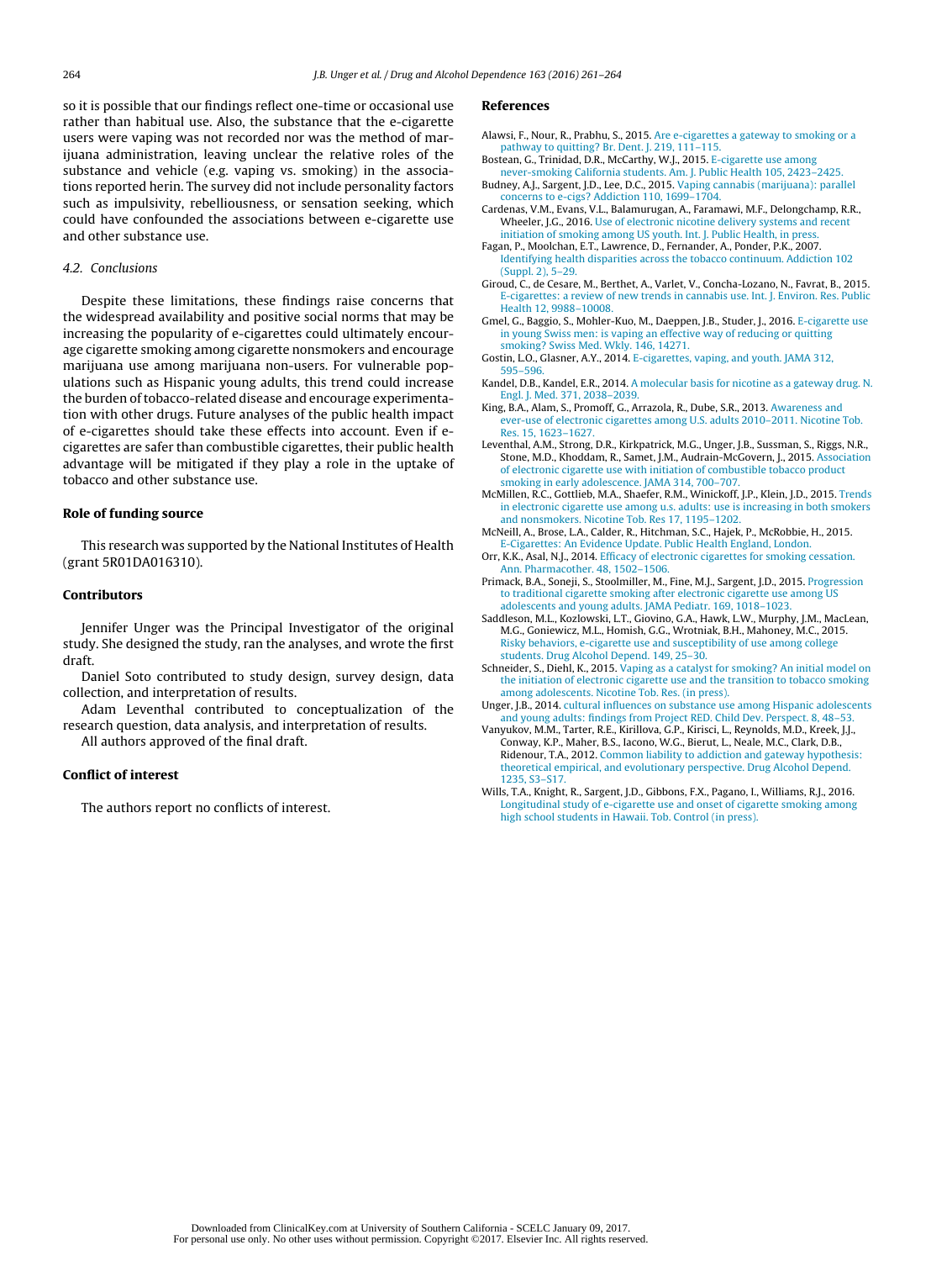so it is possible that our findings reflect one-time or occasional use rather than habitual use. Also, the substance that the e-cigarette users were vaping was not recorded nor was the method of marijuana administration, leaving unclear the relative roles of the substance and vehicle (e.g. vaping vs. smoking) in the associations reported herin. The survey did not include personality factors such as impulsivity, rebelliousness, or sensation seeking, which could have confounded the associations between e-cigarette use and other substance use.

### 4.2. Conclusions

Despite these limitations, these findings raise concerns that the widespread availability and positive social norms that may be increasing the popularity of e-cigarettes could ultimately encourage cigarette smoking among cigarette nonsmokers and encourage marijuana use among marijuana non-users. For vulnerable populations such as Hispanic young adults, this trend could increase the burden of tobacco-related disease and encourage experimentation with other drugs. Future analyses of the public health impact of e-cigarettes should take these effects into account. Even if e-cigarettes are safer than combustible cigarettes, their public health advantage will be mitigated if they play a role in the uptake of tobacco and other substance use.

## Role of funding source

This research was supported by the National Institutes of Health (grant 5R01DA016310).

## Contributors

Jennifer Unger was the Principal Investigator of the original study. She designed the study, ran the analyses, and wrote the first draft.

Daniel Soto contributed to study design, survey design, data collection, and interpretation of results.

Adam Leventhal contributed to conceptualization of the research question, data analysis, and interpretation of results.

All authors approved of the final draft.

## Conflict of interest

The authors report no conflicts of interest.

## References

Alawsi, F., Nour, R., Prabhu, S., 2015. Are e-cigarettes a gateway to smoking or a pathway to quitting? Br. Dent. J. 219, 111–115.

Bostean, G., Trinidad, D.R., McCarthy, W.J., 2015. E-cigarette use among never-smoking California students. Am. J. Public Health 105, 2423–2425.

Budney, A.J., Sargent, J.D., Lee, D.C., 2015. Vaping cannabis (marijuana): parallel concerns to e-cigs? Addiction 110, 1699–1704.

Cardenas, V.M., Evans, V.L., Balamurugan, A., Faramawi, M.F., Delongchamp, R.R., Wheeler, J.G., 2016. Use of electronic nicotine delivery systems and recent initiation of smoking among US youth. Int. J. Public Health, in press.

Fagan, P., Moolchan, E.T., Lawrence, D., Fernander, A., Ponder, P.K., 2007. Identifying health disparities across the tobacco continuum. Addiction 102 (Suppl. 2), 5–29.

Giroud, C., de Cesare, M., Berthet, A., Varlet, V., Concha-Lozano, N., Favrat, B., 2015. E-cigarettes: a review of new trends in cannabis use. Int. J. Environ. Res. Public Health 12, 9988–10008.

Gmel, G., Baggio, S., Mohler-Kuo, M., Daeppen, J.B., Studer, J., 2016. E-cigarette use in young Swiss men: is vaping an effective way of reducing or quitting smoking? Swiss Med. Wkly. 146, 14271.

Gostin, L.O., Glasner, A.Y., 2014. E-cigarettes, vaping, and youth. JAMA 312, 595–596.

Kandel, D.B., Kandel, E.R., 2014. A molecular basis for nicotine as a gateway drug. N. Engl. J. Med. 371, 2038–2039.

King, B.A., Alam, S., Promoff, G., Arrazola, R., Dube, S.R., 2013. Awareness and ever-use of electronic cigarettes among U.S. adults 2010–2011. Nicotine Tob. Res. 15, 1623–1627.

Leventhal, A.M., Strong, D.R., Kirkpatrick, M.G., Unger, J.B., Sussman, S., Riggs, N.R., Stone, M.D., Khoddam, R., Samet, J.M., Audrain-McGovern, J., 2015. Association of electronic cigarette use with initiation of combustible tobacco product smoking in early adolescence. JAMA 314, 700–707.

McMillen, R.C., Gottlieb, M.A., Shaefer, R.M., Winickoff, J.P., Klein, J.D., 2015. Trends in electronic cigarette use among u.s. adults: use is increasing in both smokers and nonsmokers. Nicotine Tob. Res 17, 1195–1202.

McNeill, A., Brose, L.A., Calder, R., Hitchman, S.C., Hajek, P., McRobbie, H., 2015. E-Cigarettes: An Evidence Update. Public Health England, London.

Orr, K.K., Asal, N.J., 2014. Efficacy of electronic cigarettes for smoking cessation. Ann. Pharmacother. 48, 1502–1506.

Primack, B.A., Soneji, S., Stoolmiller, M., Fine, M.J., Sargent, J.D., 2015. Progression to traditional cigarette smoking after electronic cigarette use among US adolescents and young adults. JAMA Pediatr. 169, 1018–1023.

Saddleson, M.L., Kozlowski, L.T., Giovino, G.A., Hawk, L.W., Murphy, J.M., MacLean, M.G., Goniewicz, M.L., Homish, G.G., Wrotniak, B.H., Mahoney, M.C., 2015. Risky behaviors, e-cigarette use and susceptibility of use among college students. Drug Alcohol Depend. 149, 25–30.

Schneider, S., Diehl, K., 2015. Vaping as a catalyst for smoking? An initial model on the initiation of electronic cigarette use and the transition to tobacco smoking among adolescents. Nicotine Tob. Res. (in press).

Unger, J.B., 2014. cultural influences on substance use among Hispanic adolescents and young adults: findings from Project RED. Child Dev. Perspect. 8, 48–53.

Vanyukov, M.M., Tarter, R.E., Kirillova, G.P., Kirisci, L., Reynolds, M.D., Kreek, J.J., Conway, K.P., Maher, B.S., Iacono, W.G., Bierut, L., Neale, M.C., Clark, D.B., Ridenour, T.A., 2012. Common liability to addiction and gateway hypothesis: theoretical empirical, and evolutionary perspective. Drug Alcohol Depend. 1235, S3–S17.

Wills, T.A., Knight, R., Sargent, J.D., Gibbons, F.X., Pagano, I., Williams, R.J., 2016. Longitudinal study of e-cigarette use and onset of cigarette smoking among high school students in Hawaii. Tob. Control (in press).

Downloaded from ClinicalKey.com at University of Southern California - SCELC January 09, 2017.
For personal use only. No other uses without permission. Copyright ©2017. Elsevier Inc. All rights reserved.